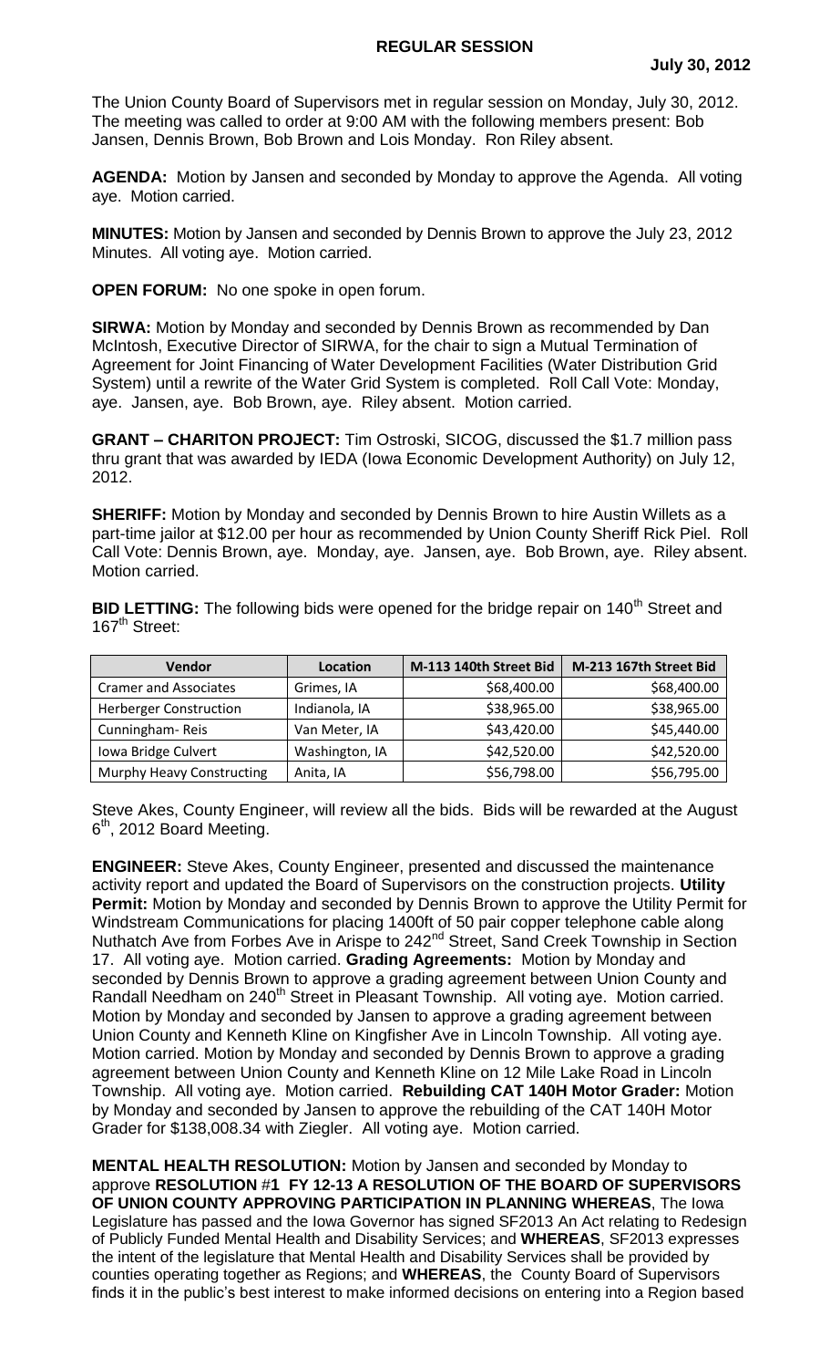# REGULAR SESSION

**July 30, 2012**

The Union County Board of Supervisors met in regular session on Monday, July 30, 2012. The meeting was called to order at 9:00 AM with the following members present: Bob Jansen, Dennis Brown, Bob Brown and Lois Monday. Ron Riley absent.

**AGENDA:** Motion by Jansen and seconded by Monday to approve the Agenda. All voting aye. Motion carried.

**MINUTES:** Motion by Jansen and seconded by Dennis Brown to approve the July 23, 2012 Minutes. All voting aye. Motion carried.

**OPEN FORUM:** No one spoke in open forum.

**SIRWA:** Motion by Monday and seconded by Dennis Brown as recommended by Dan McIntosh, Executive Director of SIRWA, for the chair to sign a Mutual Termination of Agreement for Joint Financing of Water Development Facilities (Water Distribution Grid System) until a rewrite of the Water Grid System is completed. Roll Call Vote: Monday, aye. Jansen, aye. Bob Brown, aye. Riley absent. Motion carried.

**GRANT – CHARITON PROJECT:** Tim Ostroski, SICOG, discussed the $1.7 million pass thru grant that was awarded by IEDA (Iowa Economic Development Authority) on July 12, 2012.

**SHERIFF:** Motion by Monday and seconded by Dennis Brown to hire Austin Willets as a part-time jailor at $12.00 per hour as recommended by Union County Sheriff Rick Piel. Roll Call Vote: Dennis Brown, aye. Monday, aye. Jansen, aye. Bob Brown, aye. Riley absent. Motion carried.

**BID LETTING:** The following bids were opened for the bridge repair on 140th Street and 167th Street:

| Vendor | Location | M-113 140th Street Bid | M-213 167th Street Bid |
|---|---|---|---|
| Cramer and Associates | Grimes, IA | $68,400.00 | $68,400.00 |
| Herberger Construction | Indianola, IA | $38,965.00 | $38,965.00 |
| Cunningham- Reis | Van Meter, IA | $43,420.00 | $45,440.00 |
| Iowa Bridge Culvert | Washington, IA | $42,520.00 | $42,520.00 |
| Murphy Heavy Constructing | Anita, IA | $56,798.00 | $56,795.00 |

Steve Akes, County Engineer, will review all the bids. Bids will be rewarded at the August 6th, 2012 Board Meeting.

**ENGINEER:** Steve Akes, County Engineer, presented and discussed the maintenance activity report and updated the Board of Supervisors on the construction projects. **Utility Permit:** Motion by Monday and seconded by Dennis Brown to approve the Utility Permit for Windstream Communications for placing 1400ft of 50 pair copper telephone cable along Nuthatch Ave from Forbes Ave in Arispe to 242nd Street, Sand Creek Township in Section 17. All voting aye. Motion carried. **Grading Agreements:** Motion by Monday and seconded by Dennis Brown to approve a grading agreement between Union County and Randall Needham on 240th Street in Pleasant Township. All voting aye. Motion carried. Motion by Monday and seconded by Jansen to approve a grading agreement between Union County and Kenneth Kline on Kingfisher Ave in Lincoln Township. All voting aye. Motion carried. Motion by Monday and seconded by Dennis Brown to approve a grading agreement between Union County and Kenneth Kline on 12 Mile Lake Road in Lincoln Township. All voting aye. Motion carried. **Rebuilding CAT 140H Motor Grader:** Motion by Monday and seconded by Jansen to approve the rebuilding of the CAT 140H Motor Grader for $138,008.34 with Ziegler. All voting aye. Motion carried.

**MENTAL HEALTH RESOLUTION:** Motion by Jansen and seconded by Monday to approve **RESOLUTION #1 FY 12-13 A RESOLUTION OF THE BOARD OF SUPERVISORS OF UNION COUNTY APPROVING PARTICIPATION IN PLANNING WHEREAS**, The Iowa Legislature has passed and the Iowa Governor has signed SF2013 An Act relating to Redesign of Publicly Funded Mental Health and Disability Services; and **WHEREAS**, SF2013 expresses the intent of the legislature that Mental Health and Disability Services shall be provided by counties operating together as Regions; and **WHEREAS**, the County Board of Supervisors finds it in the public's best interest to make informed decisions on entering into a Region based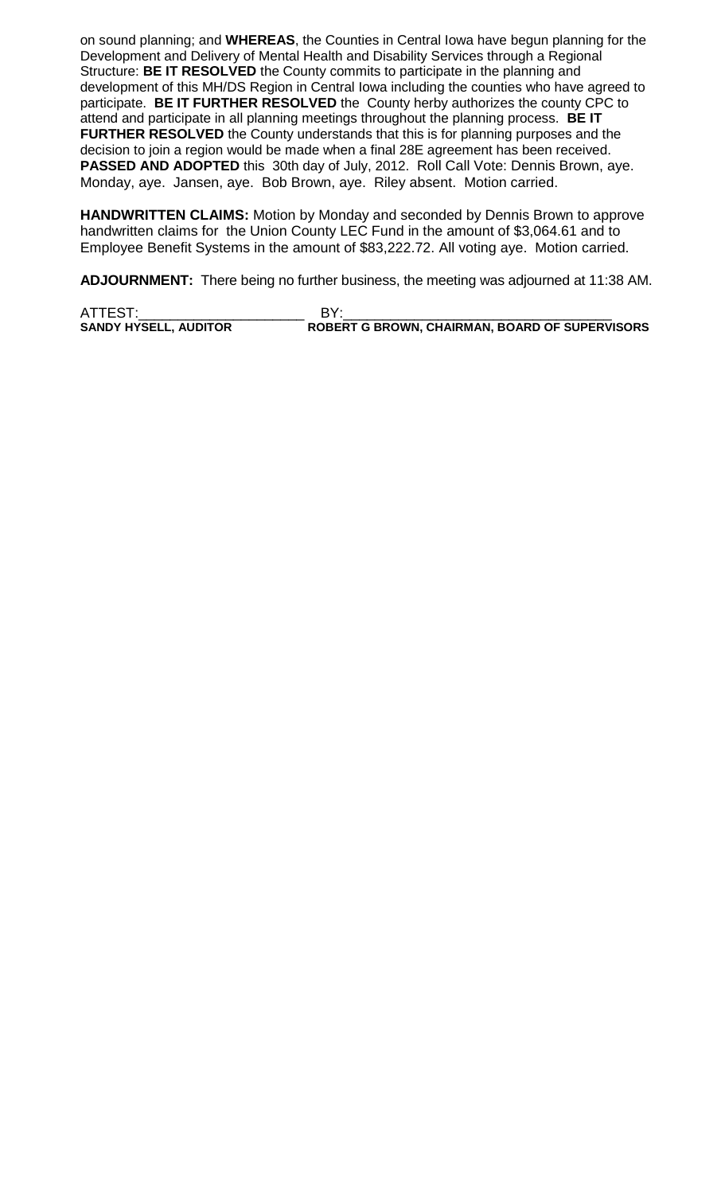on sound planning; and **WHEREAS**, the Counties in Central Iowa have begun planning for the Development and Delivery of Mental Health and Disability Services through a Regional Structure: **BE IT RESOLVED** the County commits to participate in the planning and development of this MH/DS Region in Central Iowa including the counties who have agreed to participate. **BE IT FURTHER RESOLVED** the County herby authorizes the county CPC to attend and participate in all planning meetings throughout the planning process. **BE IT FURTHER RESOLVED** the County understands that this is for planning purposes and the decision to join a region would be made when a final 28E agreement has been received. **PASSED AND ADOPTED** this 30th day of July, 2012. Roll Call Vote: Dennis Brown, aye. Monday, aye. Jansen, aye. Bob Brown, aye. Riley absent. Motion carried.

**HANDWRITTEN CLAIMS:** Motion by Monday and seconded by Dennis Brown to approve handwritten claims for the Union County LEC Fund in the amount of $3,064.61 and to Employee Benefit Systems in the amount of $83,222.72. All voting aye. Motion carried.

**ADJOURNMENT:** There being no further business, the meeting was adjourned at 11:38 AM.

ATTEST:_____________________ BY:___________________________________
**SANDY HYSELL, AUDITOR** **ROBERT G BROWN, CHAIRMAN, BOARD OF SUPERVISORS**